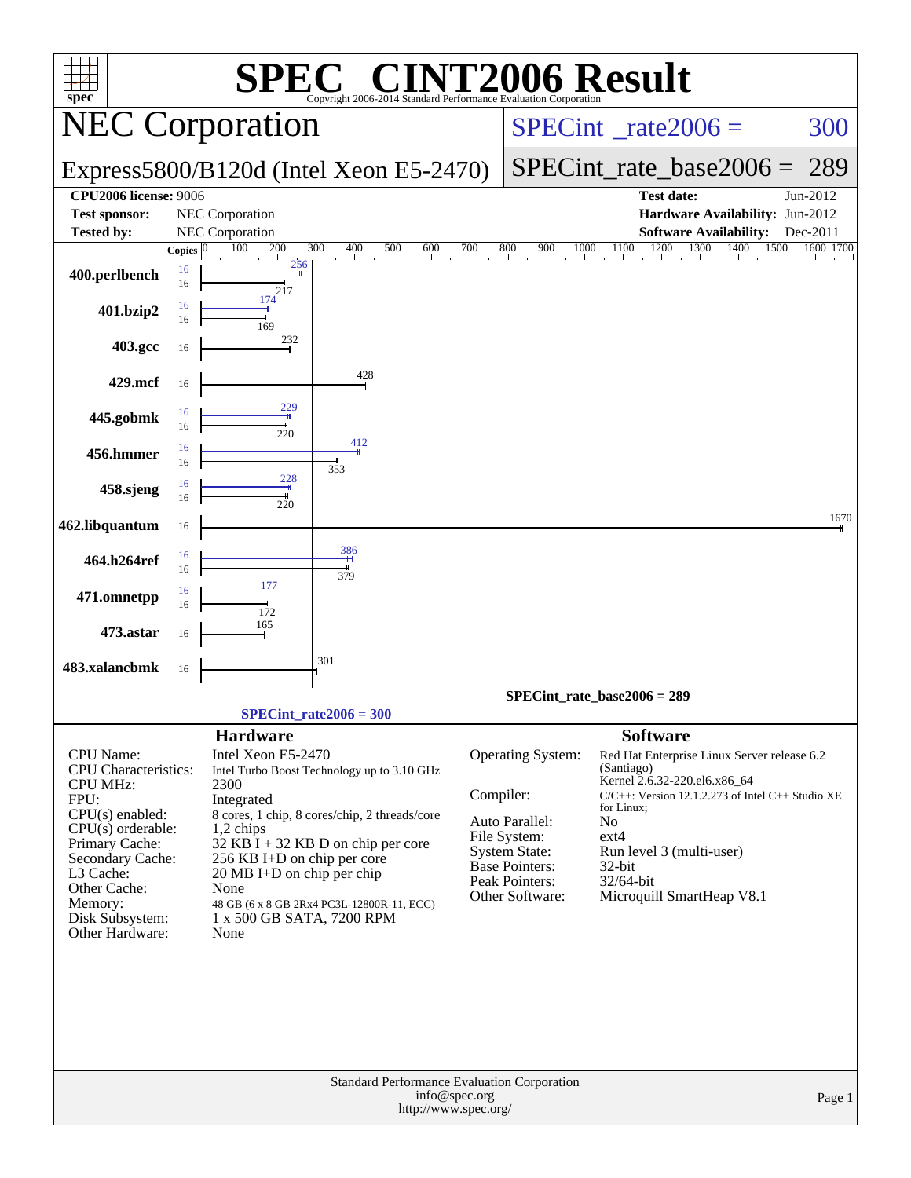# SPEC® CINT2006 Result

Copyright 2006-2014 Standard Performance Evaluation Corporation

## NEC Corporation

**Express5800/B120d (Intel Xeon E5-2470)**

SPECint_rate2006 = 300

SPECint_rate_base2006 = 289

| | | | |
|---|---|---|---|
| **CPU2006 license:** 9006 | | **Test date:** | Jun-2012 |
| **Test sponsor:** | NEC Corporation | **Hardware Availability:** | Jun-2012 |
| **Tested by:** | NEC Corporation | **Software Availability:** | Dec-2011 |

| Benchmark | Copies (peak) | Peak | Copies (base) | Base |
|---|---|---|---|---|
| 400.perlbench | 16 | 256 | 16 | 217 |
| 401.bzip2 | 16 | 174 | 16 | 169 |
| 403.gcc | | | 16 | 232 |
| 429.mcf | | | 16 | 428 |
| 445.gobmk | 16 | 229 | 16 | 220 |
| 456.hmmer | 16 | 412 | 16 | 353 |
| 458.sjeng | 16 | 228 | 16 | 220 |
| 462.libquantum | | | 16 | 1670 |
| 464.h264ref | 16 | 386 | 16 | 379 |
| 471.omnetpp | 16 | 177 | 16 | 172 |
| 473.astar | | | 16 | 165 |
| 483.xalancbmk | | | 16 | 301 |

SPECint_rate_base2006 = 289

SPECint_rate2006 = 300

### Hardware

| | |
|---|---|
| CPU Name: | Intel Xeon E5-2470 |
| CPU Characteristics: | Intel Turbo Boost Technology up to 3.10 GHz |
| CPU MHz: | 2300 |
| FPU: | Integrated |
| CPU(s) enabled: | 8 cores, 1 chip, 8 cores/chip, 2 threads/core |
| CPU(s) orderable: | 1,2 chips |
| Primary Cache: | 32 KB I + 32 KB D on chip per core |
| Secondary Cache: | 256 KB I+D on chip per core |
| L3 Cache: | 20 MB I+D on chip per chip |
| Other Cache: | None |
| Memory: | 48 GB (6 x 8 GB 2Rx4 PC3L-12800R-11, ECC) |
| Disk Subsystem: | 1 x 500 GB SATA, 7200 RPM |
| Other Hardware: | None |

### Software

| | |
|---|---|
| Operating System: | Red Hat Enterprise Linux Server release 6.2 (Santiago) Kernel 2.6.32-220.el6.x86_64 |
| Compiler: | C/C++: Version 12.1.2.273 of Intel C++ Studio XE for Linux; |
| Auto Parallel: | No |
| File System: | ext4 |
| System State: | Run level 3 (multi-user) |
| Base Pointers: | 32-bit |
| Peak Pointers: | 32/64-bit |
| Other Software: | Microquill SmartHeap V8.1 |

Standard Performance Evaluation Corporation
info@spec.org
http://www.spec.org/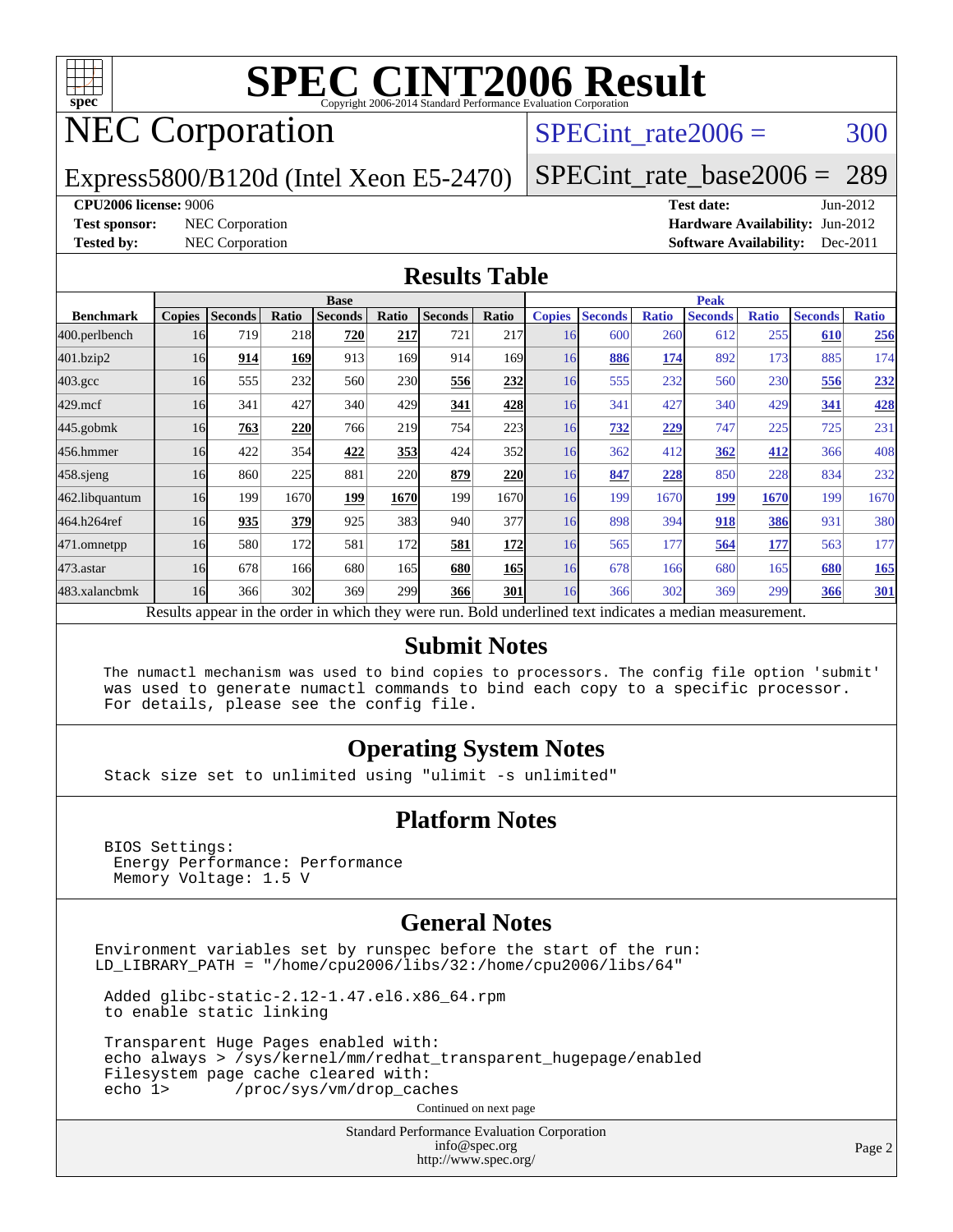# SPEC CINT2006 Result

Copyright 2006-2014 Standard Performance Evaluation Corporation

## NEC Corporation

Express5800/B120d (Intel Xeon E5-2470)

SPECint_rate2006 = 300

SPECint_rate_base2006 = 289

**CPU2006 license:** 9006

**Test sponsor:** NEC Corporation

**Tested by:** NEC Corporation

**Test date:** Jun-2012

**Hardware Availability:** Jun-2012

**Software Availability:** Dec-2011

## Results Table

| Benchmark | Base | | | | | | | Peak | | | | | | |
|---|---|---|---|---|---|---|---|---|---|---|---|---|---|---|
| | Copies | Seconds | Ratio | Seconds | Ratio | Seconds | Ratio | Copies | Seconds | Ratio | Seconds | Ratio | Seconds | Ratio |
| 400.perlbench | 16 | 719 | 218 | **720** | **217** | 721 | 217 | 16 | 600 | 260 | 612 | 255 | **610** | **256** |
| 401.bzip2 | 16 | **914** | **169** | 913 | 169 | 914 | 169 | 16 | **886** | **174** | 892 | 173 | 885 | 174 |
| 403.gcc | 16 | 555 | 232 | 560 | 230 | **556** | **232** | 16 | 555 | 232 | 560 | 230 | **556** | **232** |
| 429.mcf | 16 | 341 | 427 | 340 | 429 | **341** | **428** | 16 | 341 | 427 | 340 | 429 | **341** | **428** |
| 445.gobmk | 16 | **763** | **220** | 766 | 219 | 754 | 223 | 16 | **732** | **229** | 747 | 225 | 725 | 231 |
| 456.hmmer | 16 | 422 | 354 | **422** | **353** | 424 | 352 | 16 | 362 | 412 | **362** | **412** | 366 | 408 |
| 458.sjeng | 16 | 860 | 225 | 881 | 220 | **879** | **220** | 16 | **847** | **228** | 850 | 228 | 834 | 232 |
| 462.libquantum | 16 | 199 | 1670 | **199** | **1670** | 199 | 1670 | 16 | 199 | 1670 | **199** | **1670** | 199 | 1670 |
| 464.h264ref | 16 | **935** | **379** | 925 | 383 | 940 | 377 | 16 | 898 | 394 | **918** | **386** | 931 | 380 |
| 471.omnetpp | 16 | 580 | 172 | 581 | 172 | **581** | **172** | 16 | 565 | 177 | **564** | **177** | 563 | 177 |
| 473.astar | 16 | 678 | 166 | 680 | 165 | **680** | **165** | 16 | 678 | 166 | 680 | 165 | **680** | **165** |
| 483.xalancbmk | 16 | 366 | 302 | 369 | 299 | **366** | **301** | 16 | 366 | 302 | 369 | 299 | **366** | **301** |

Results appear in the order in which they were run. Bold underlined text indicates a median measurement.

## Submit Notes

```
The numactl mechanism was used to bind copies to processors. The config file option 'submit'
was used to generate numactl commands to bind each copy to a specific processor.
For details, please see the config file.
```

## Operating System Notes

```
Stack size set to unlimited using "ulimit -s unlimited"
```

## Platform Notes

```
BIOS Settings:
 Energy Performance: Performance
 Memory Voltage: 1.5 V
```

## General Notes

```
Environment variables set by runspec before the start of the run:
LD_LIBRARY_PATH = "/home/cpu2006/libs/32:/home/cpu2006/libs/64"

 Added glibc-static-2.12-1.47.el6.x86_64.rpm
 to enable static linking

 Transparent Huge Pages enabled with:
 echo always > /sys/kernel/mm/redhat_transparent_hugepage/enabled
 Filesystem page cache cleared with:
 echo 1>       /proc/sys/vm/drop_caches
```

Continued on next page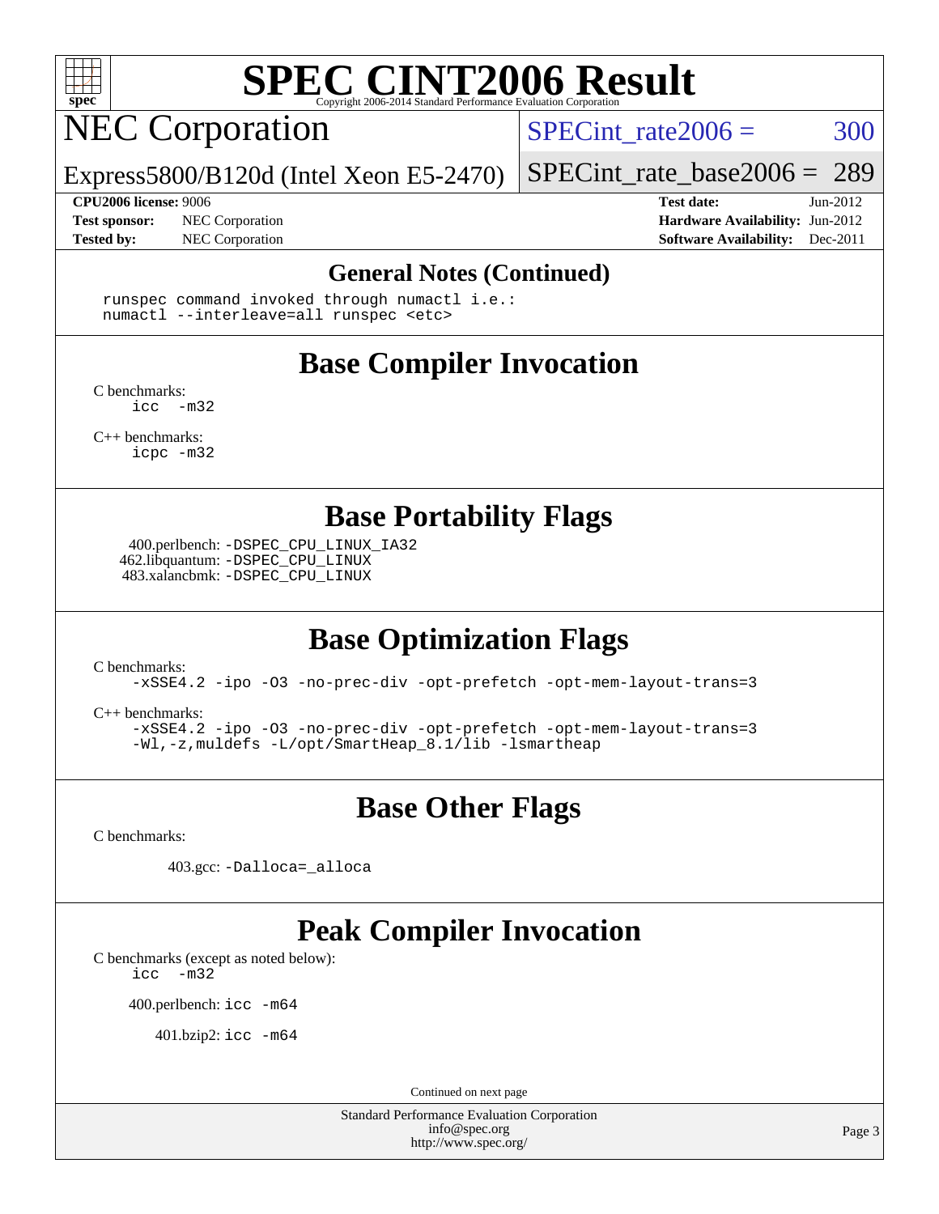## General Notes (Continued)

```
runspec command invoked through numactl i.e.:
numactl --interleave=all runspec <etc>
```

## Base Compiler Invocation

C benchmarks:
`icc -m32`

C++ benchmarks:
`icpc -m32`

## Base Portability Flags

400.perlbench: `-DSPEC_CPU_LINUX_IA32`
462.libquantum: `-DSPEC_CPU_LINUX`
483.xalancbmk: `-DSPEC_CPU_LINUX`

## Base Optimization Flags

C benchmarks:
`-xSSE4.2 -ipo -O3 -no-prec-div -opt-prefetch -opt-mem-layout-trans=3`

C++ benchmarks:
`-xSSE4.2 -ipo -O3 -no-prec-div -opt-prefetch -opt-mem-layout-trans=3 -Wl,-z,muldefs -L/opt/SmartHeap_8.1/lib -lsmartheap`

## Base Other Flags

C benchmarks:

403.gcc: `-Dalloca=_alloca`

## Peak Compiler Invocation

C benchmarks (except as noted below):
`icc -m32`

400.perlbench: `icc -m64`

401.bzip2: `icc -m64`

Continued on next page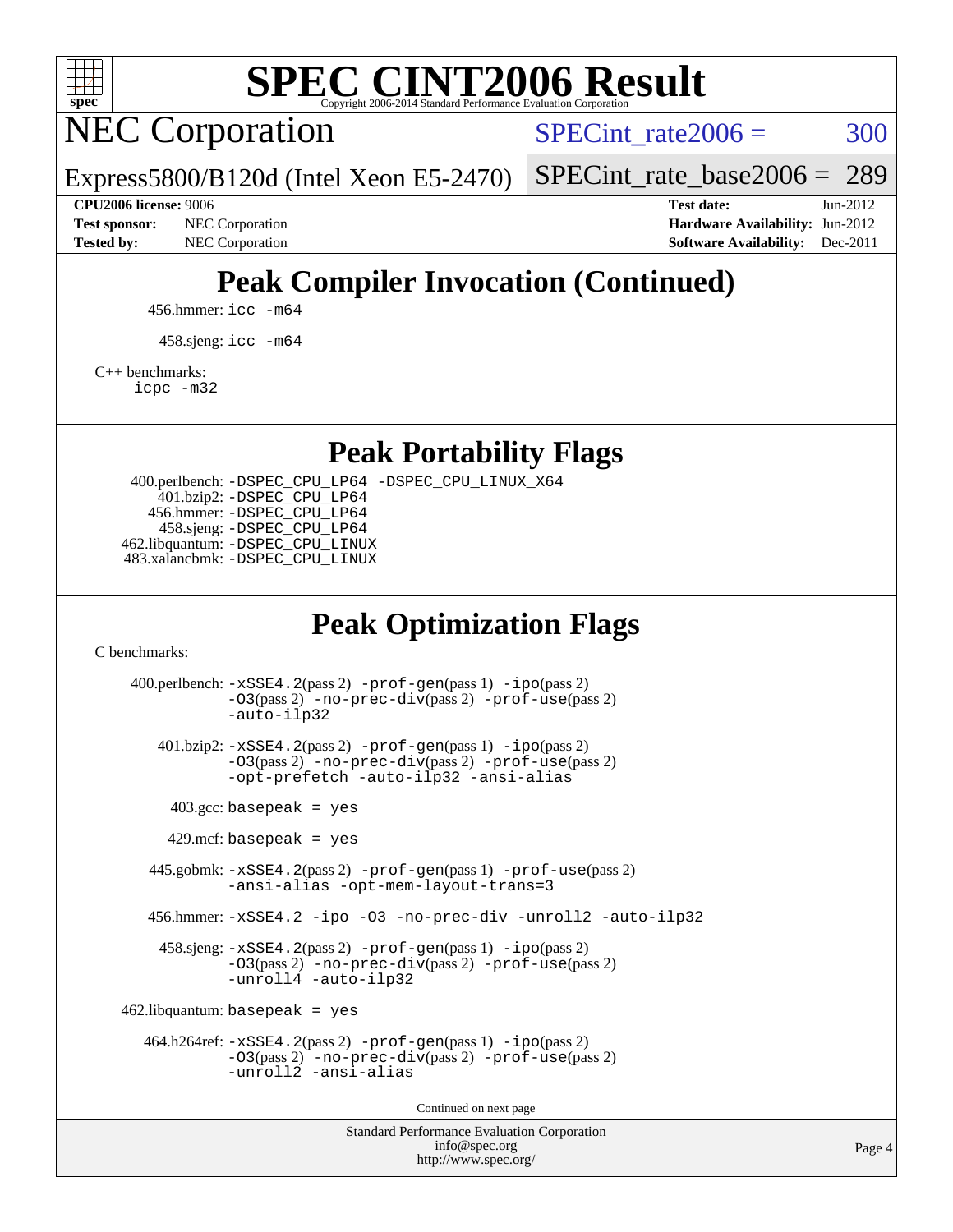# SPEC CINT2006 Result

Copyright 2006-2014 Standard Performance Evaluation Corporation

## NEC Corporation

Express5800/B120d (Intel Xeon E5-2470)

SPECint_rate2006 = 300

SPECint_rate_base2006 = 289

**CPU2006 license:** 9006
**Test sponsor:** NEC Corporation
**Tested by:** NEC Corporation

**Test date:** Jun-2012
**Hardware Availability:** Jun-2012
**Software Availability:** Dec-2011

## Peak Compiler Invocation (Continued)

456.hmmer: `icc -m64`

458.sjeng: `icc -m64`

C++ benchmarks:
`icpc -m32`

## Peak Portability Flags

400.perlbench: `-DSPEC_CPU_LP64 -DSPEC_CPU_LINUX_X64`
401.bzip2: `-DSPEC_CPU_LP64`
456.hmmer: `-DSPEC_CPU_LP64`
458.sjeng: `-DSPEC_CPU_LP64`
462.libquantum: `-DSPEC_CPU_LINUX`
483.xalancbmk: `-DSPEC_CPU_LINUX`

## Peak Optimization Flags

C benchmarks:

400.perlbench: `-xSSE4.2`(pass 2) `-prof-gen`(pass 1) `-ipo`(pass 2) `-O3`(pass 2) `-no-prec-div`(pass 2) `-prof-use`(pass 2) `-auto-ilp32`

401.bzip2: `-xSSE4.2`(pass 2) `-prof-gen`(pass 1) `-ipo`(pass 2) `-O3`(pass 2) `-no-prec-div`(pass 2) `-prof-use`(pass 2) `-opt-prefetch -auto-ilp32 -ansi-alias`

403.gcc: `basepeak = yes`

429.mcf: `basepeak = yes`

445.gobmk: `-xSSE4.2`(pass 2) `-prof-gen`(pass 1) `-prof-use`(pass 2) `-ansi-alias -opt-mem-layout-trans=3`

456.hmmer: `-xSSE4.2 -ipo -O3 -no-prec-div -unroll2 -auto-ilp32`

458.sjeng: `-xSSE4.2`(pass 2) `-prof-gen`(pass 1) `-ipo`(pass 2) `-O3`(pass 2) `-no-prec-div`(pass 2) `-prof-use`(pass 2) `-unroll4 -auto-ilp32`

462.libquantum: `basepeak = yes`

464.h264ref: `-xSSE4.2`(pass 2) `-prof-gen`(pass 1) `-ipo`(pass 2) `-O3`(pass 2) `-no-prec-div`(pass 2) `-prof-use`(pass 2) `-unroll2 -ansi-alias`

Continued on next page

Standard Performance Evaluation Corporation
info@spec.org
http://www.spec.org/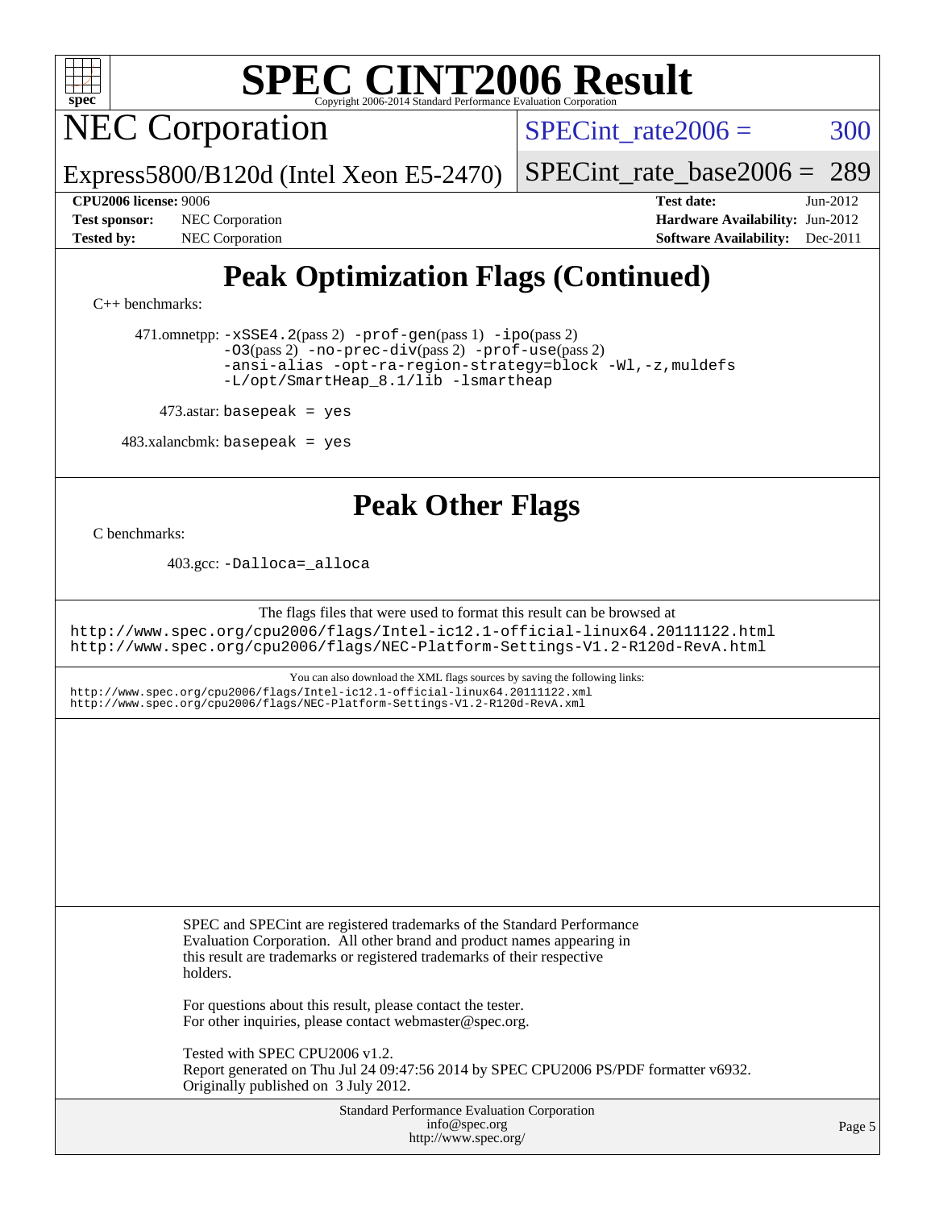# Peak Optimization Flags (Continued)

C++ benchmarks:

471.omnetpp: -xSSE4.2(pass 2) -prof-gen(pass 1) -ipo(pass 2) -O3(pass 2) -no-prec-div(pass 2) -prof-use(pass 2) -ansi-alias -opt-ra-region-strategy=block -Wl,-z,muldefs -L/opt/SmartHeap_8.1/lib -lsmartheap

473.astar: basepeak = yes

483.xalancbmk: basepeak = yes

# Peak Other Flags

C benchmarks:

403.gcc: -Dalloca=_alloca

The flags files that were used to format this result can be browsed at
http://www.spec.org/cpu2006/flags/Intel-ic12.1-official-linux64.20111122.html
http://www.spec.org/cpu2006/flags/NEC-Platform-Settings-V1.2-R120d-RevA.html

You can also download the XML flags sources by saving the following links:
http://www.spec.org/cpu2006/flags/Intel-ic12.1-official-linux64.20111122.xml
http://www.spec.org/cpu2006/flags/NEC-Platform-Settings-V1.2-R120d-RevA.xml

SPEC and SPECint are registered trademarks of the Standard Performance Evaluation Corporation. All other brand and product names appearing in this result are trademarks or registered trademarks of their respective holders.

For questions about this result, please contact the tester.
For other inquiries, please contact webmaster@spec.org.

Tested with SPEC CPU2006 v1.2.
Report generated on Thu Jul 24 09:47:56 2014 by SPEC CPU2006 PS/PDF formatter v6932.
Originally published on 3 July 2012.